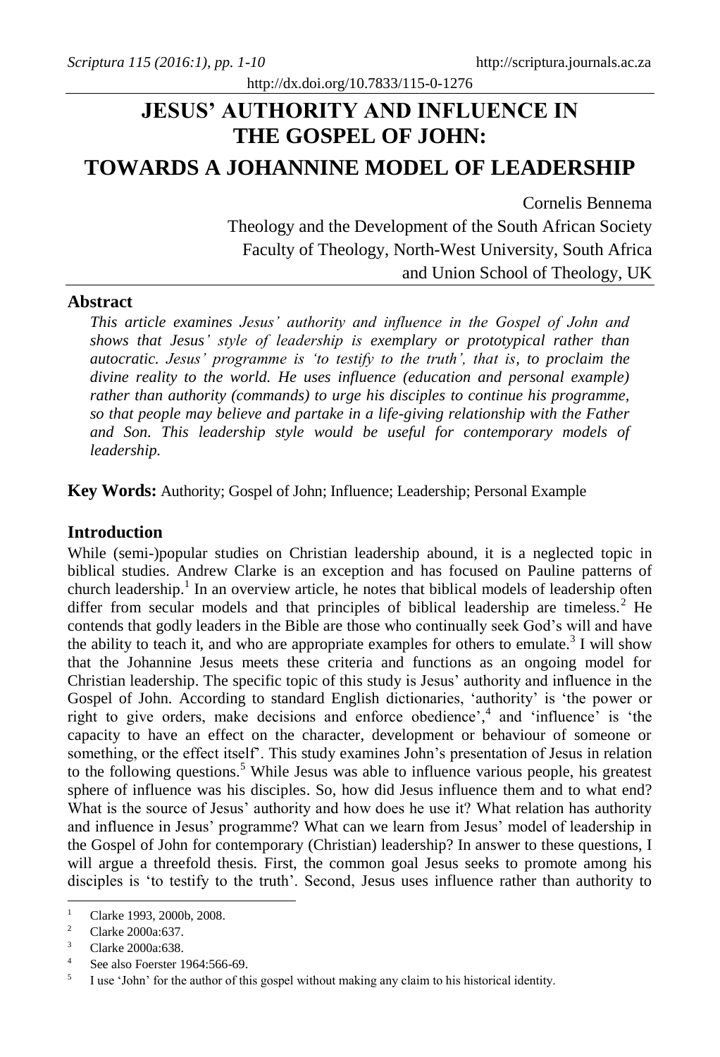# JESUS' AUTHORITY AND INFLUENCE IN THE GOSPEL OF JOHN:

## TOWARDS A JOHANNINE MODEL OF LEADERSHIP

Cornelis Bennema
Theology and the Development of the South African Society
Faculty of Theology, North-West University, South Africa
and Union School of Theology, UK

### Abstract

*This article examines Jesus' authority and influence in the Gospel of John and shows that Jesus' style of leadership is exemplary or prototypical rather than autocratic. Jesus' programme is 'to testify to the truth', that is, to proclaim the divine reality to the world. He uses influence (education and personal example) rather than authority (commands) to urge his disciples to continue his programme, so that people may believe and partake in a life-giving relationship with the Father and Son. This leadership style would be useful for contemporary models of leadership.*

**Key Words:** Authority; Gospel of John; Influence; Leadership; Personal Example

### Introduction

While (semi-)popular studies on Christian leadership abound, it is a neglected topic in biblical studies. Andrew Clarke is an exception and has focused on Pauline patterns of church leadership.[1] In an overview article, he notes that biblical models of leadership often differ from secular models and that principles of biblical leadership are timeless.[2] He contends that godly leaders in the Bible are those who continually seek God's will and have the ability to teach it, and who are appropriate examples for others to emulate.[3] I will show that the Johannine Jesus meets these criteria and functions as an ongoing model for Christian leadership. The specific topic of this study is Jesus' authority and influence in the Gospel of John. According to standard English dictionaries, 'authority' is 'the power or right to give orders, make decisions and enforce obedience',[4] and 'influence' is 'the capacity to have an effect on the character, development or behaviour of someone or something, or the effect itself'. This study examines John's presentation of Jesus in relation to the following questions.[5] While Jesus was able to influence various people, his greatest sphere of influence was his disciples. So, how did Jesus influence them and to what end? What is the source of Jesus' authority and how does he use it? What relation has authority and influence in Jesus' programme? What can we learn from Jesus' model of leadership in the Gospel of John for contemporary (Christian) leadership? In answer to these questions, I will argue a threefold thesis. First, the common goal Jesus seeks to promote among his disciples is 'to testify to the truth'. Second, Jesus uses influence rather than authority to

---

[1] Clarke 1993, 2000b, 2008.

[2] Clarke 2000a:637.

[3] Clarke 2000a:638.

[4] See also Foerster 1964:566-69.

[5] I use 'John' for the author of this gospel without making any claim to his historical identity.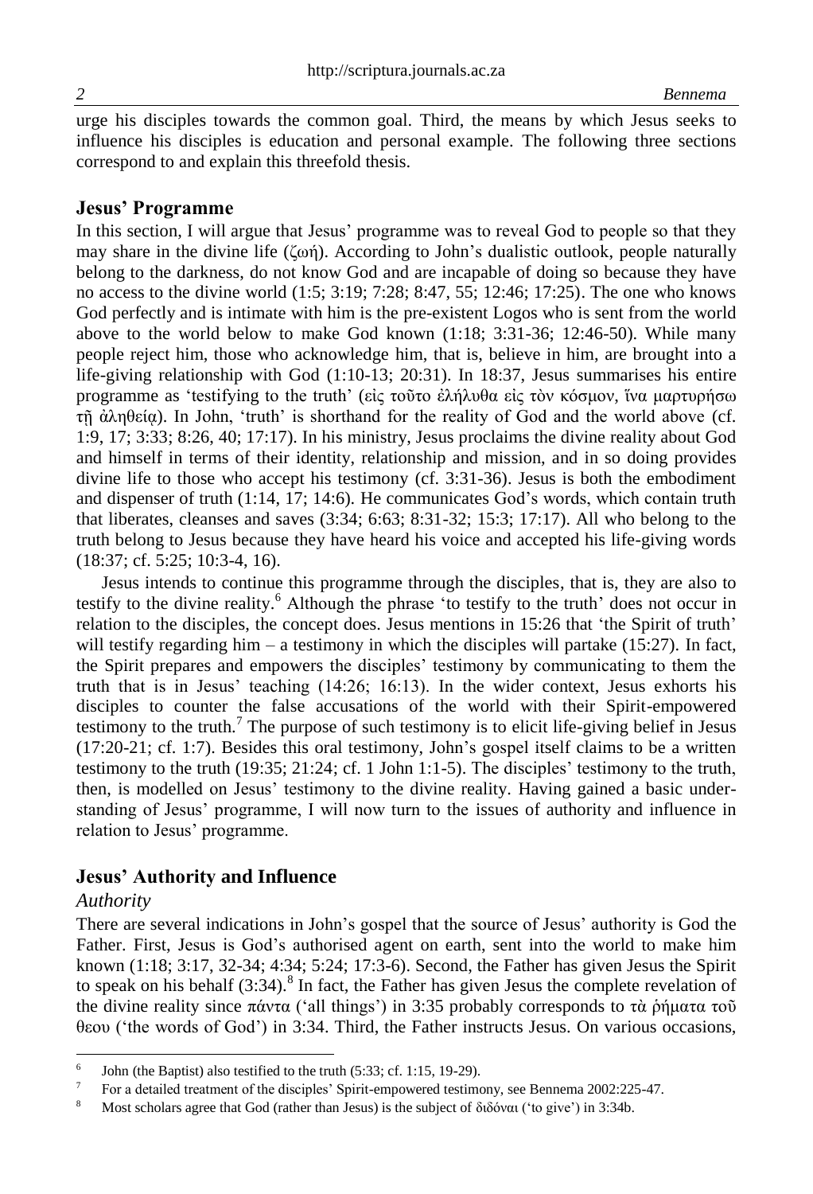urge his disciples towards the common goal. Third, the means by which Jesus seeks to influence his disciples is education and personal example. The following three sections correspond to and explain this threefold thesis.

## Jesus' Programme

In this section, I will argue that Jesus' programme was to reveal God to people so that they may share in the divine life (ζωή). According to John's dualistic outlook, people naturally belong to the darkness, do not know God and are incapable of doing so because they have no access to the divine world (1:5; 3:19; 7:28; 8:47, 55; 12:46; 17:25). The one who knows God perfectly and is intimate with him is the pre-existent Logos who is sent from the world above to the world below to make God known (1:18; 3:31-36; 12:46-50). While many people reject him, those who acknowledge him, that is, believe in him, are brought into a life-giving relationship with God (1:10-13; 20:31). In 18:37, Jesus summarises his entire programme as 'testifying to the truth' (εἰς τοῦτο ἐλήλυθα εἰς τὸν κόσμον, ἵνα μαρτυρήσω τῇ ἀληθείᾳ). In John, 'truth' is shorthand for the reality of God and the world above (cf. 1:9, 17; 3:33; 8:26, 40; 17:17). In his ministry, Jesus proclaims the divine reality about God and himself in terms of their identity, relationship and mission, and in so doing provides divine life to those who accept his testimony (cf. 3:31-36). Jesus is both the embodiment and dispenser of truth (1:14, 17; 14:6). He communicates God's words, which contain truth that liberates, cleanses and saves (3:34; 6:63; 8:31-32; 15:3; 17:17). All who belong to the truth belong to Jesus because they have heard his voice and accepted his life-giving words (18:37; cf. 5:25; 10:3-4, 16).

Jesus intends to continue this programme through the disciples, that is, they are also to testify to the divine reality.[6] Although the phrase 'to testify to the truth' does not occur in relation to the disciples, the concept does. Jesus mentions in 15:26 that 'the Spirit of truth' will testify regarding him – a testimony in which the disciples will partake (15:27). In fact, the Spirit prepares and empowers the disciples' testimony by communicating to them the truth that is in Jesus' teaching (14:26; 16:13). In the wider context, Jesus exhorts his disciples to counter the false accusations of the world with their Spirit-empowered testimony to the truth.[7] The purpose of such testimony is to elicit life-giving belief in Jesus (17:20-21; cf. 1:7). Besides this oral testimony, John's gospel itself claims to be a written testimony to the truth (19:35; 21:24; cf. 1 John 1:1-5). The disciples' testimony to the truth, then, is modelled on Jesus' testimony to the divine reality. Having gained a basic understanding of Jesus' programme, I will now turn to the issues of authority and influence in relation to Jesus' programme.

## Jesus' Authority and Influence

### *Authority*

There are several indications in John's gospel that the source of Jesus' authority is God the Father. First, Jesus is God's authorised agent on earth, sent into the world to make him known (1:18; 3:17, 32-34; 4:34; 5:24; 17:3-6). Second, the Father has given Jesus the Spirit to speak on his behalf (3:34).[8] In fact, the Father has given Jesus the complete revelation of the divine reality since πάντα ('all things') in 3:35 probably corresponds to τὰ ῥήματα τοῦ θεου ('the words of God') in 3:34. Third, the Father instructs Jesus. On various occasions,

---

[6] John (the Baptist) also testified to the truth (5:33; cf. 1:15, 19-29).

[7] For a detailed treatment of the disciples' Spirit-empowered testimony, see Bennema 2002:225-47.

[8] Most scholars agree that God (rather than Jesus) is the subject of διδόναι ('to give') in 3:34b.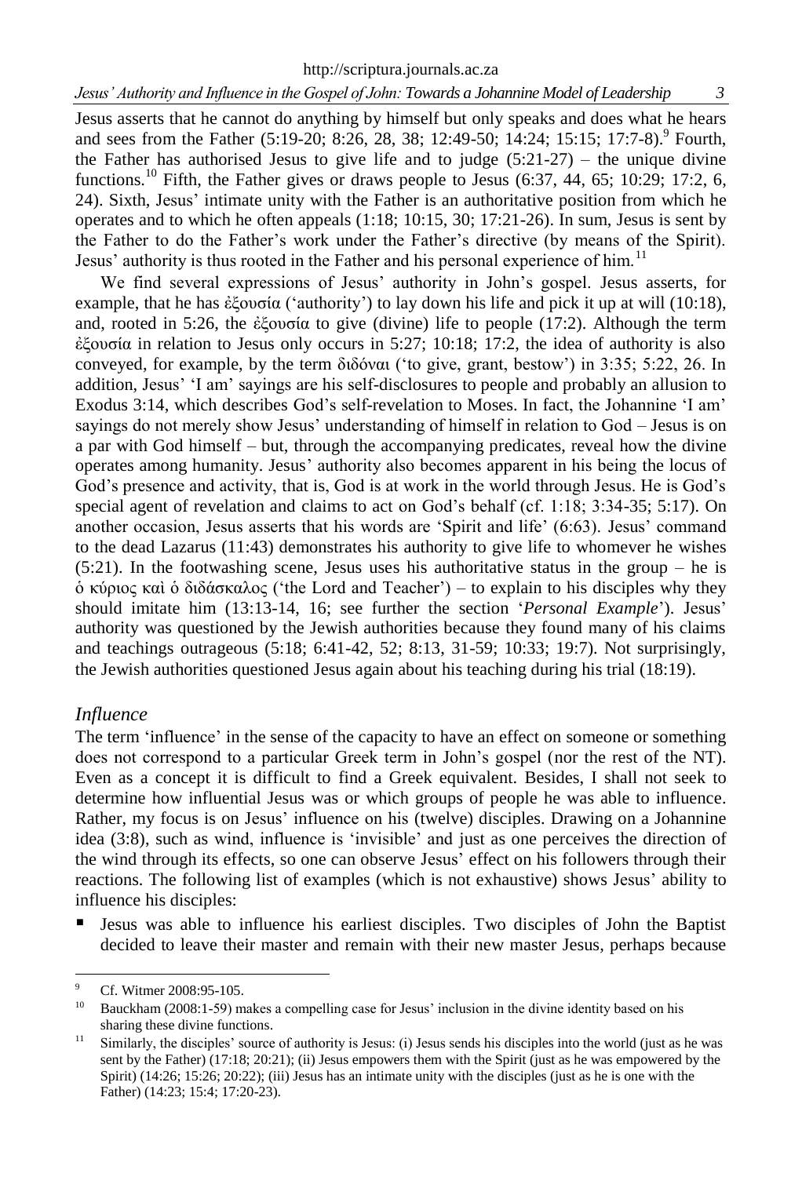Jesus asserts that he cannot do anything by himself but only speaks and does what he hears and sees from the Father (5:19-20; 8:26, 28, 38; 12:49-50; 14:24; 15:15; 17:7-8).[9] Fourth, the Father has authorised Jesus to give life and to judge (5:21-27) – the unique divine functions.[10] Fifth, the Father gives or draws people to Jesus (6:37, 44, 65; 10:29; 17:2, 6, 24). Sixth, Jesus' intimate unity with the Father is an authoritative position from which he operates and to which he often appeals (1:18; 10:15, 30; 17:21-26). In sum, Jesus is sent by the Father to do the Father's work under the Father's directive (by means of the Spirit). Jesus' authority is thus rooted in the Father and his personal experience of him.[11]

We find several expressions of Jesus' authority in John's gospel. Jesus asserts, for example, that he has ἐξουσία ('authority') to lay down his life and pick it up at will (10:18), and, rooted in 5:26, the ἐξουσία to give (divine) life to people (17:2). Although the term ἐξουσία in relation to Jesus only occurs in 5:27; 10:18; 17:2, the idea of authority is also conveyed, for example, by the term διδόναι ('to give, grant, bestow') in 3:35; 5:22, 26. In addition, Jesus' 'I am' sayings are his self-disclosures to people and probably an allusion to Exodus 3:14, which describes God's self-revelation to Moses. In fact, the Johannine 'I am' sayings do not merely show Jesus' understanding of himself in relation to God – Jesus is on a par with God himself – but, through the accompanying predicates, reveal how the divine operates among humanity. Jesus' authority also becomes apparent in his being the locus of God's presence and activity, that is, God is at work in the world through Jesus. He is God's special agent of revelation and claims to act on God's behalf (cf. 1:18; 3:34-35; 5:17). On another occasion, Jesus asserts that his words are 'Spirit and life' (6:63). Jesus' command to the dead Lazarus (11:43) demonstrates his authority to give life to whomever he wishes (5:21). In the footwashing scene, Jesus uses his authoritative status in the group – he is ὁ κύριος καὶ ὁ διδάσκαλος ('the Lord and Teacher') – to explain to his disciples why they should imitate him (13:13-14, 16; see further the section '*Personal Example*'). Jesus' authority was questioned by the Jewish authorities because they found many of his claims and teachings outrageous (5:18; 6:41-42, 52; 8:13, 31-59; 10:33; 19:7). Not surprisingly, the Jewish authorities questioned Jesus again about his teaching during his trial (18:19).

## *Influence*

The term 'influence' in the sense of the capacity to have an effect on someone or something does not correspond to a particular Greek term in John's gospel (nor the rest of the NT). Even as a concept it is difficult to find a Greek equivalent. Besides, I shall not seek to determine how influential Jesus was or which groups of people he was able to influence. Rather, my focus is on Jesus' influence on his (twelve) disciples. Drawing on a Johannine idea (3:8), such as wind, influence is 'invisible' and just as one perceives the direction of the wind through its effects, so one can observe Jesus' effect on his followers through their reactions. The following list of examples (which is not exhaustive) shows Jesus' ability to influence his disciples:

- Jesus was able to influence his earliest disciples. Two disciples of John the Baptist decided to leave their master and remain with their new master Jesus, perhaps because

---

[9] Cf. Witmer 2008:95-105.

[10] Bauckham (2008:1-59) makes a compelling case for Jesus' inclusion in the divine identity based on his sharing these divine functions.

[11] Similarly, the disciples' source of authority is Jesus: (i) Jesus sends his disciples into the world (just as he was sent by the Father) (17:18; 20:21); (ii) Jesus empowers them with the Spirit (just as he was empowered by the Spirit) (14:26; 15:26; 20:22); (iii) Jesus has an intimate unity with the disciples (just as he is one with the Father) (14:23; 15:4; 17:20-23).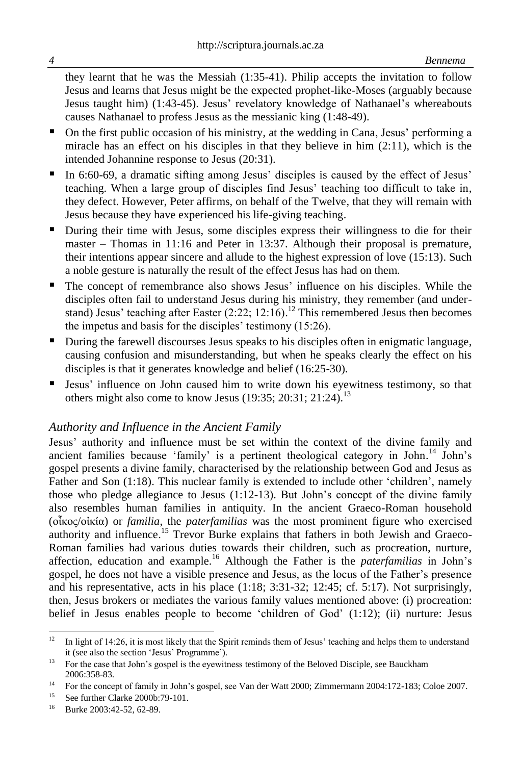they learnt that he was the Messiah (1:35-41). Philip accepts the invitation to follow Jesus and learns that Jesus might be the expected prophet-like-Moses (arguably because Jesus taught him) (1:43-45). Jesus' revelatory knowledge of Nathanael's whereabouts causes Nathanael to profess Jesus as the messianic king (1:48-49).

- On the first public occasion of his ministry, at the wedding in Cana, Jesus' performing a miracle has an effect on his disciples in that they believe in him (2:11), which is the intended Johannine response to Jesus (20:31).
- In 6:60-69, a dramatic sifting among Jesus' disciples is caused by the effect of Jesus' teaching. When a large group of disciples find Jesus' teaching too difficult to take in, they defect. However, Peter affirms, on behalf of the Twelve, that they will remain with Jesus because they have experienced his life-giving teaching.
- During their time with Jesus, some disciples express their willingness to die for their master – Thomas in 11:16 and Peter in 13:37. Although their proposal is premature, their intentions appear sincere and allude to the highest expression of love (15:13). Such a noble gesture is naturally the result of the effect Jesus has had on them.
- The concept of remembrance also shows Jesus' influence on his disciples. While the disciples often fail to understand Jesus during his ministry, they remember (and understand) Jesus' teaching after Easter (2:22; 12:16).[12] This remembered Jesus then becomes the impetus and basis for the disciples' testimony (15:26).
- During the farewell discourses Jesus speaks to his disciples often in enigmatic language, causing confusion and misunderstanding, but when he speaks clearly the effect on his disciples is that it generates knowledge and belief (16:25-30).
- Jesus' influence on John caused him to write down his eyewitness testimony, so that others might also come to know Jesus (19:35; 20:31; 21:24).[13]

### *Authority and Influence in the Ancient Family*

Jesus' authority and influence must be set within the context of the divine family and ancient families because 'family' is a pertinent theological category in John.[14] John's gospel presents a divine family, characterised by the relationship between God and Jesus as Father and Son (1:18). This nuclear family is extended to include other 'children', namely those who pledge allegiance to Jesus (1:12-13). But John's concept of the divine family also resembles human families in antiquity. In the ancient Graeco-Roman household (οἶκος/οἰκία) or *familia*, the *paterfamilias* was the most prominent figure who exercised authority and influence.[15] Trevor Burke explains that fathers in both Jewish and Graeco-Roman families had various duties towards their children, such as procreation, nurture, affection, education and example.[16] Although the Father is the *paterfamilias* in John's gospel, he does not have a visible presence and Jesus, as the locus of the Father's presence and his representative, acts in his place (1:18; 3:31-32; 12:45; cf. 5:17). Not surprisingly, then, Jesus brokers or mediates the various family values mentioned above: (i) procreation: belief in Jesus enables people to become 'children of God' (1:12); (ii) nurture: Jesus

---

[12] In light of 14:26, it is most likely that the Spirit reminds them of Jesus' teaching and helps them to understand it (see also the section 'Jesus' Programme').

[13] For the case that John's gospel is the eyewitness testimony of the Beloved Disciple, see Bauckham 2006:358-83.

[14] For the concept of family in John's gospel, see Van der Watt 2000; Zimmermann 2004:172-183; Coloe 2007.

[15] See further Clarke 2000b:79-101.

[16] Burke 2003:42-52, 62-89.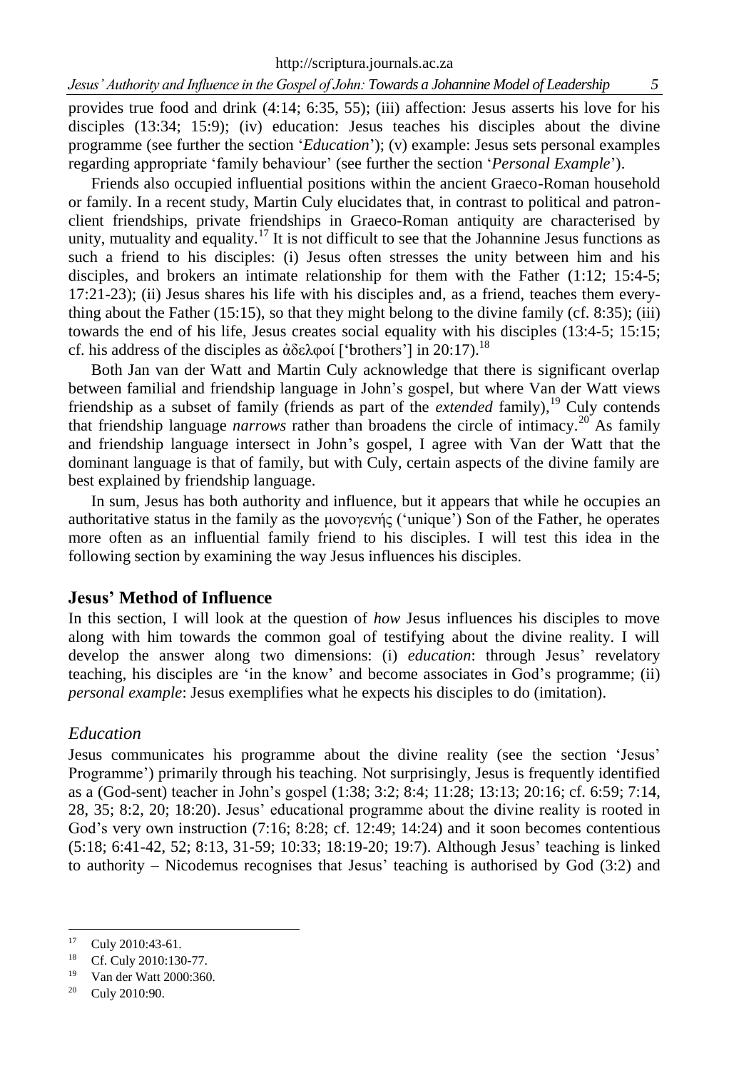provides true food and drink (4:14; 6:35, 55); (iii) affection: Jesus asserts his love for his disciples (13:34; 15:9); (iv) education: Jesus teaches his disciples about the divine programme (see further the section '*Education*'); (v) example: Jesus sets personal examples regarding appropriate 'family behaviour' (see further the section '*Personal Example*').

Friends also occupied influential positions within the ancient Graeco-Roman household or family. In a recent study, Martin Culy elucidates that, in contrast to political and patron-client friendships, private friendships in Graeco-Roman antiquity are characterised by unity, mutuality and equality.[17] It is not difficult to see that the Johannine Jesus functions as such a friend to his disciples: (i) Jesus often stresses the unity between him and his disciples, and brokers an intimate relationship for them with the Father (1:12; 15:4-5; 17:21-23); (ii) Jesus shares his life with his disciples and, as a friend, teaches them everything about the Father (15:15), so that they might belong to the divine family (cf. 8:35); (iii) towards the end of his life, Jesus creates social equality with his disciples (13:4-5; 15:15; cf. his address of the disciples as ἀδελφοί ['brothers'] in 20:17).[18]

Both Jan van der Watt and Martin Culy acknowledge that there is significant overlap between familial and friendship language in John's gospel, but where Van der Watt views friendship as a subset of family (friends as part of the *extended* family),[19] Culy contends that friendship language *narrows* rather than broadens the circle of intimacy.[20] As family and friendship language intersect in John's gospel, I agree with Van der Watt that the dominant language is that of family, but with Culy, certain aspects of the divine family are best explained by friendship language.

In sum, Jesus has both authority and influence, but it appears that while he occupies an authoritative status in the family as the μονογενής ('unique') Son of the Father, he operates more often as an influential family friend to his disciples. I will test this idea in the following section by examining the way Jesus influences his disciples.

## Jesus' Method of Influence

In this section, I will look at the question of *how* Jesus influences his disciples to move along with him towards the common goal of testifying about the divine reality. I will develop the answer along two dimensions: (i) *education*: through Jesus' revelatory teaching, his disciples are 'in the know' and become associates in God's programme; (ii) *personal example*: Jesus exemplifies what he expects his disciples to do (imitation).

### *Education*

Jesus communicates his programme about the divine reality (see the section 'Jesus' Programme') primarily through his teaching. Not surprisingly, Jesus is frequently identified as a (God-sent) teacher in John's gospel (1:38; 3:2; 8:4; 11:28; 13:13; 20:16; cf. 6:59; 7:14, 28, 35; 8:2, 20; 18:20). Jesus' educational programme about the divine reality is rooted in God's very own instruction (7:16; 8:28; cf. 12:49; 14:24) and it soon becomes contentious (5:18; 6:41-42, 52; 8:13, 31-59; 10:33; 18:19-20; 19:7). Although Jesus' teaching is linked to authority – Nicodemus recognises that Jesus' teaching is authorised by God (3:2) and

---

[17] Culy 2010:43-61.

[18] Cf. Culy 2010:130-77.

[19] Van der Watt 2000:360.

[20] Culy 2010:90.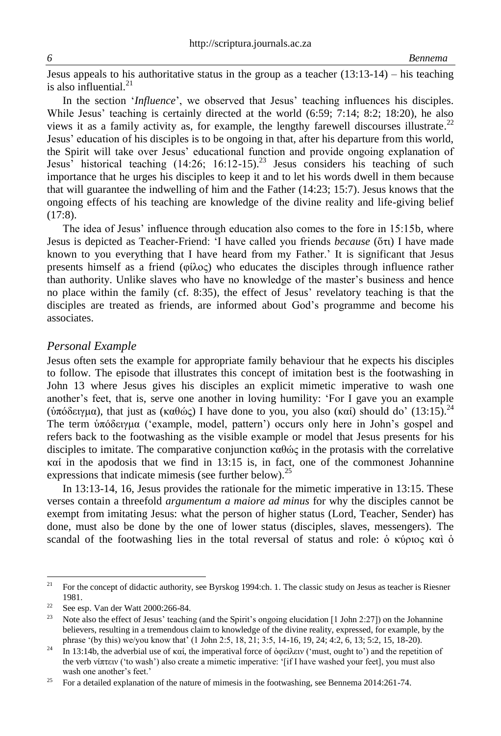Jesus appeals to his authoritative status in the group as a teacher (13:13-14) – his teaching is also influential.[21]

In the section '*Influence*', we observed that Jesus' teaching influences his disciples. While Jesus' teaching is certainly directed at the world (6:59; 7:14; 8:2; 18:20), he also views it as a family activity as, for example, the lengthy farewell discourses illustrate.[22] Jesus' education of his disciples is to be ongoing in that, after his departure from this world, the Spirit will take over Jesus' educational function and provide ongoing explanation of Jesus' historical teaching (14:26; 16:12-15).[23] Jesus considers his teaching of such importance that he urges his disciples to keep it and to let his words dwell in them because that will guarantee the indwelling of him and the Father (14:23; 15:7). Jesus knows that the ongoing effects of his teaching are knowledge of the divine reality and life-giving belief (17:8).

The idea of Jesus' influence through education also comes to the fore in 15:15b, where Jesus is depicted as Teacher-Friend: 'I have called you friends *because* (ὅτι) I have made known to you everything that I have heard from my Father.' It is significant that Jesus presents himself as a friend (φίλος) who educates the disciples through influence rather than authority. Unlike slaves who have no knowledge of the master's business and hence no place within the family (cf. 8:35), the effect of Jesus' revelatory teaching is that the disciples are treated as friends, are informed about God's programme and become his associates.

### *Personal Example*

Jesus often sets the example for appropriate family behaviour that he expects his disciples to follow. The episode that illustrates this concept of imitation best is the footwashing in John 13 where Jesus gives his disciples an explicit mimetic imperative to wash one another's feet, that is, serve one another in loving humility: 'For I gave you an example (ὑπόδειγμα), that just as (καθώς) I have done to you, you also (καί) should do' (13:15).[24] The term ὑπόδειγμα ('example, model, pattern') occurs only here in John's gospel and refers back to the footwashing as the visible example or model that Jesus presents for his disciples to imitate. The comparative conjunction καθώς in the protasis with the correlative καί in the apodosis that we find in 13:15 is, in fact, one of the commonest Johannine expressions that indicate mimesis (see further below).[25]

In 13:13-14, 16, Jesus provides the rationale for the mimetic imperative in 13:15. These verses contain a threefold *argumentum a maiore ad minus* for why the disciples cannot be exempt from imitating Jesus: what the person of higher status (Lord, Teacher, Sender) has done, must also be done by the one of lower status (disciples, slaves, messengers). The scandal of the footwashing lies in the total reversal of status and role: ὁ κύριος καὶ ὁ

---

[21] For the concept of didactic authority, see Byrskog 1994:ch. 1. The classic study on Jesus as teacher is Riesner 1981.

[22] See esp. Van der Watt 2000:266-84.

[23] Note also the effect of Jesus' teaching (and the Spirit's ongoing elucidation [1 John 2:27]) on the Johannine believers, resulting in a tremendous claim to knowledge of the divine reality, expressed, for example, by the phrase '(by this) we/you know that' (1 John 2:5, 18, 21; 3:5, 14-16, 19, 24; 4:2, 6, 13; 5:2, 15, 18-20).

[24] In 13:14b, the adverbial use of καί, the imperatival force of ὀφείλειν ('must, ought to') and the repetition of the verb νίπτειν ('to wash') also create a mimetic imperative: '[if I have washed your feet], you must also wash one another's feet.'

[25] For a detailed explanation of the nature of mimesis in the footwashing, see Bennema 2014:261-74.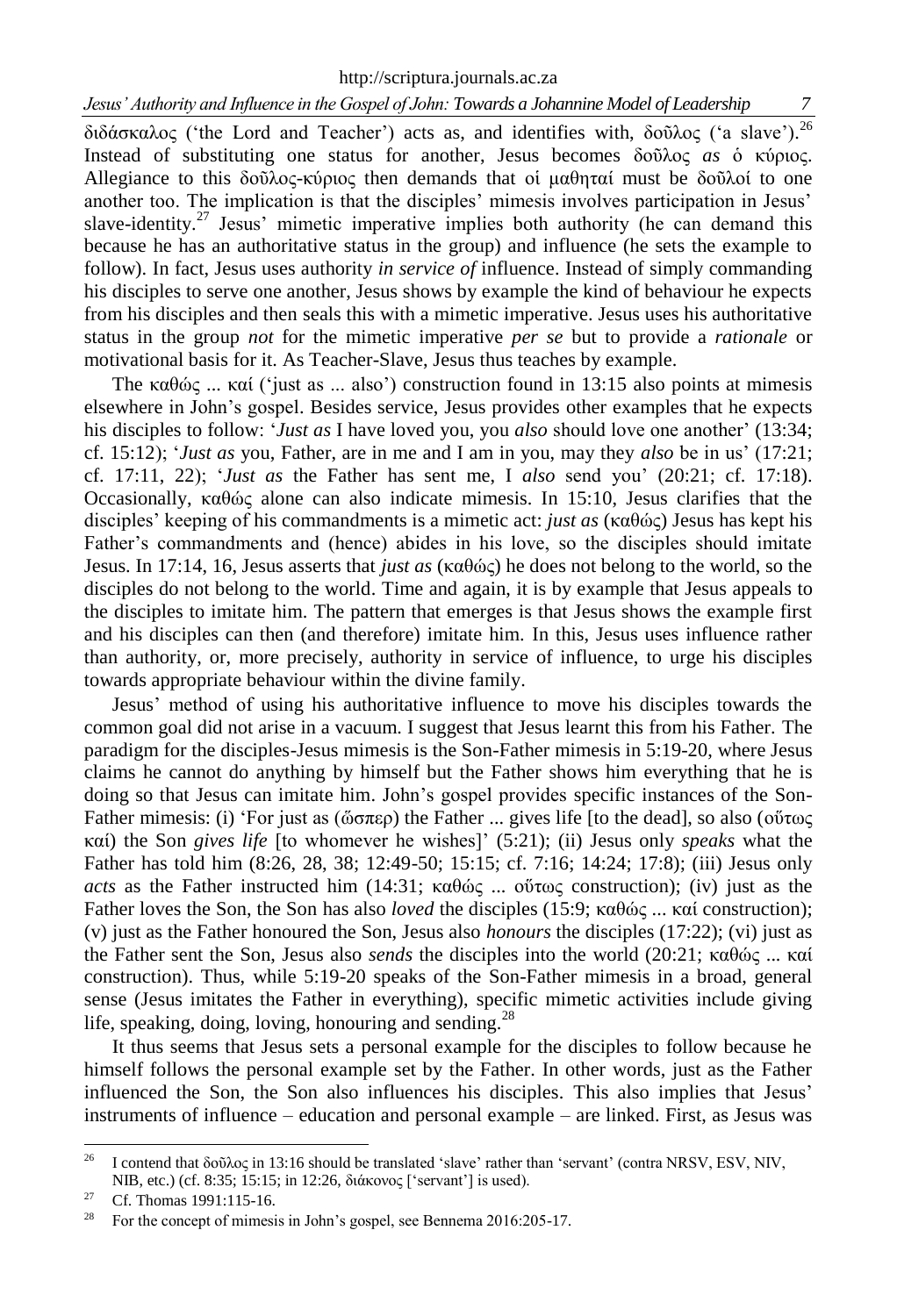διδάσκαλος ('the Lord and Teacher') acts as, and identifies with, δοῦλος ('a slave').[26] Instead of substituting one status for another, Jesus becomes δοῦλος *as* ὁ κύριος. Allegiance to this δοῦλος-κύριος then demands that οἱ μαθηταί must be δοῦλοί to one another too. The implication is that the disciples' mimesis involves participation in Jesus' slave-identity.[27] Jesus' mimetic imperative implies both authority (he can demand this because he has an authoritative status in the group) and influence (he sets the example to follow). In fact, Jesus uses authority *in service of* influence. Instead of simply commanding his disciples to serve one another, Jesus shows by example the kind of behaviour he expects from his disciples and then seals this with a mimetic imperative. Jesus uses his authoritative status in the group *not* for the mimetic imperative *per se* but to provide a *rationale* or motivational basis for it. As Teacher-Slave, Jesus thus teaches by example.

The καθώς ... καί ('just as ... also') construction found in 13:15 also points at mimesis elsewhere in John's gospel. Besides service, Jesus provides other examples that he expects his disciples to follow: '*Just as* I have loved you, you *also* should love one another' (13:34; cf. 15:12); '*Just as* you, Father, are in me and I am in you, may they *also* be in us' (17:21; cf. 17:11, 22); '*Just as* the Father has sent me, I *also* send you' (20:21; cf. 17:18). Occasionally, καθώς alone can also indicate mimesis. In 15:10, Jesus clarifies that the disciples' keeping of his commandments is a mimetic act: *just as* (καθώς) Jesus has kept his Father's commandments and (hence) abides in his love, so the disciples should imitate Jesus. In 17:14, 16, Jesus asserts that *just as* (καθώς) he does not belong to the world, so the disciples do not belong to the world. Time and again, it is by example that Jesus appeals to the disciples to imitate him. The pattern that emerges is that Jesus shows the example first and his disciples can then (and therefore) imitate him. In this, Jesus uses influence rather than authority, or, more precisely, authority in service of influence, to urge his disciples towards appropriate behaviour within the divine family.

Jesus' method of using his authoritative influence to move his disciples towards the common goal did not arise in a vacuum. I suggest that Jesus learnt this from his Father. The paradigm for the disciples-Jesus mimesis is the Son-Father mimesis in 5:19-20, where Jesus claims he cannot do anything by himself but the Father shows him everything that he is doing so that Jesus can imitate him. John's gospel provides specific instances of the Son-Father mimesis: (i) 'For just as (ὥσπερ) the Father ... gives life [to the dead], so also (οὕτως καί) the Son *gives life* [to whomever he wishes]' (5:21); (ii) Jesus only *speaks* what the Father has told him (8:26, 28, 38; 12:49-50; 15:15; cf. 7:16; 14:24; 17:8); (iii) Jesus only *acts* as the Father instructed him (14:31; καθώς ... οὕτως construction); (iv) just as the Father loves the Son, the Son has also *loved* the disciples (15:9; καθώς ... καί construction); (v) just as the Father honoured the Son, Jesus also *honours* the disciples (17:22); (vi) just as the Father sent the Son, Jesus also *sends* the disciples into the world (20:21; καθώς ... καί construction). Thus, while 5:19-20 speaks of the Son-Father mimesis in a broad, general sense (Jesus imitates the Father in everything), specific mimetic activities include giving life, speaking, doing, loving, honouring and sending.[28]

It thus seems that Jesus sets a personal example for the disciples to follow because he himself follows the personal example set by the Father. In other words, just as the Father influenced the Son, the Son also influences his disciples. This also implies that Jesus' instruments of influence – education and personal example – are linked. First, as Jesus was

---

[26] I contend that δοῦλος in 13:16 should be translated 'slave' rather than 'servant' (contra NRSV, ESV, NIV, NIB, etc.) (cf. 8:35; 15:15; in 12:26, διάκονος ['servant'] is used).

[27] Cf. Thomas 1991:115-16.

[28] For the concept of mimesis in John's gospel, see Bennema 2016:205-17.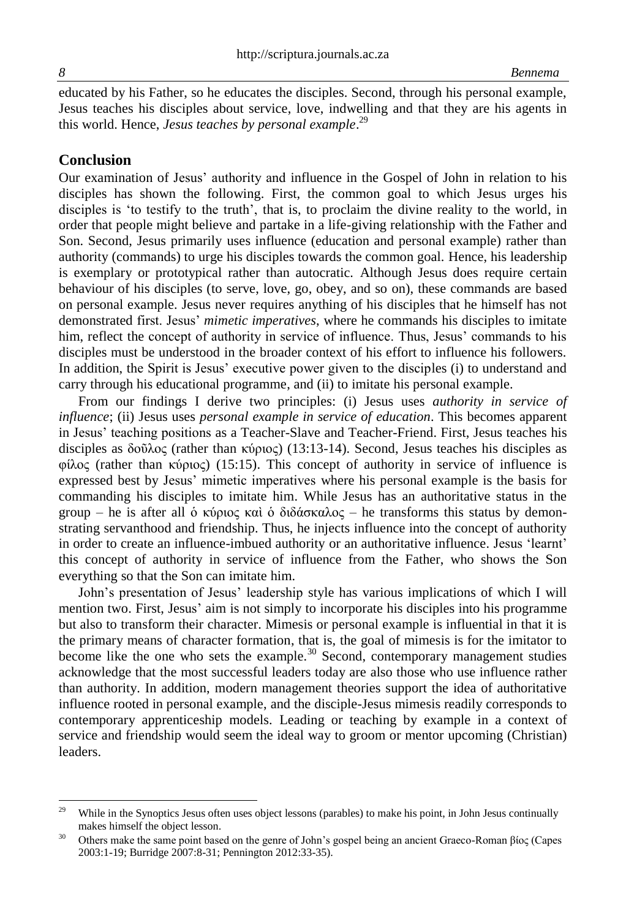educated by his Father, so he educates the disciples. Second, through his personal example, Jesus teaches his disciples about service, love, indwelling and that they are his agents in this world. Hence, *Jesus teaches by personal example*.[29]

## Conclusion

Our examination of Jesus' authority and influence in the Gospel of John in relation to his disciples has shown the following. First, the common goal to which Jesus urges his disciples is 'to testify to the truth', that is, to proclaim the divine reality to the world, in order that people might believe and partake in a life-giving relationship with the Father and Son. Second, Jesus primarily uses influence (education and personal example) rather than authority (commands) to urge his disciples towards the common goal. Hence, his leadership is exemplary or prototypical rather than autocratic. Although Jesus does require certain behaviour of his disciples (to serve, love, go, obey, and so on), these commands are based on personal example. Jesus never requires anything of his disciples that he himself has not demonstrated first. Jesus' *mimetic imperatives*, where he commands his disciples to imitate him, reflect the concept of authority in service of influence. Thus, Jesus' commands to his disciples must be understood in the broader context of his effort to influence his followers. In addition, the Spirit is Jesus' executive power given to the disciples (i) to understand and carry through his educational programme, and (ii) to imitate his personal example.

From our findings I derive two principles: (i) Jesus uses *authority in service of influence*; (ii) Jesus uses *personal example in service of education*. This becomes apparent in Jesus' teaching positions as a Teacher-Slave and Teacher-Friend. First, Jesus teaches his disciples as δοῦλος (rather than κύριος) (13:13-14). Second, Jesus teaches his disciples as φίλος (rather than κύριος) (15:15). This concept of authority in service of influence is expressed best by Jesus' mimetic imperatives where his personal example is the basis for commanding his disciples to imitate him. While Jesus has an authoritative status in the group – he is after all ὁ κύριος καὶ ὁ διδάσκαλος – he transforms this status by demonstrating servanthood and friendship. Thus, he injects influence into the concept of authority in order to create an influence-imbued authority or an authoritative influence. Jesus 'learnt' this concept of authority in service of influence from the Father, who shows the Son everything so that the Son can imitate him.

John's presentation of Jesus' leadership style has various implications of which I will mention two. First, Jesus' aim is not simply to incorporate his disciples into his programme but also to transform their character. Mimesis or personal example is influential in that it is the primary means of character formation, that is, the goal of mimesis is for the imitator to become like the one who sets the example.[30] Second, contemporary management studies acknowledge that the most successful leaders today are also those who use influence rather than authority. In addition, modern management theories support the idea of authoritative influence rooted in personal example, and the disciple-Jesus mimesis readily corresponds to contemporary apprenticeship models. Leading or teaching by example in a context of service and friendship would seem the ideal way to groom or mentor upcoming (Christian) leaders.

---

[29] While in the Synoptics Jesus often uses object lessons (parables) to make his point, in John Jesus continually makes himself the object lesson.

[30] Others make the same point based on the genre of John's gospel being an ancient Graeco-Roman βίος (Capes 2003:1-19; Burridge 2007:8-31; Pennington 2012:33-35).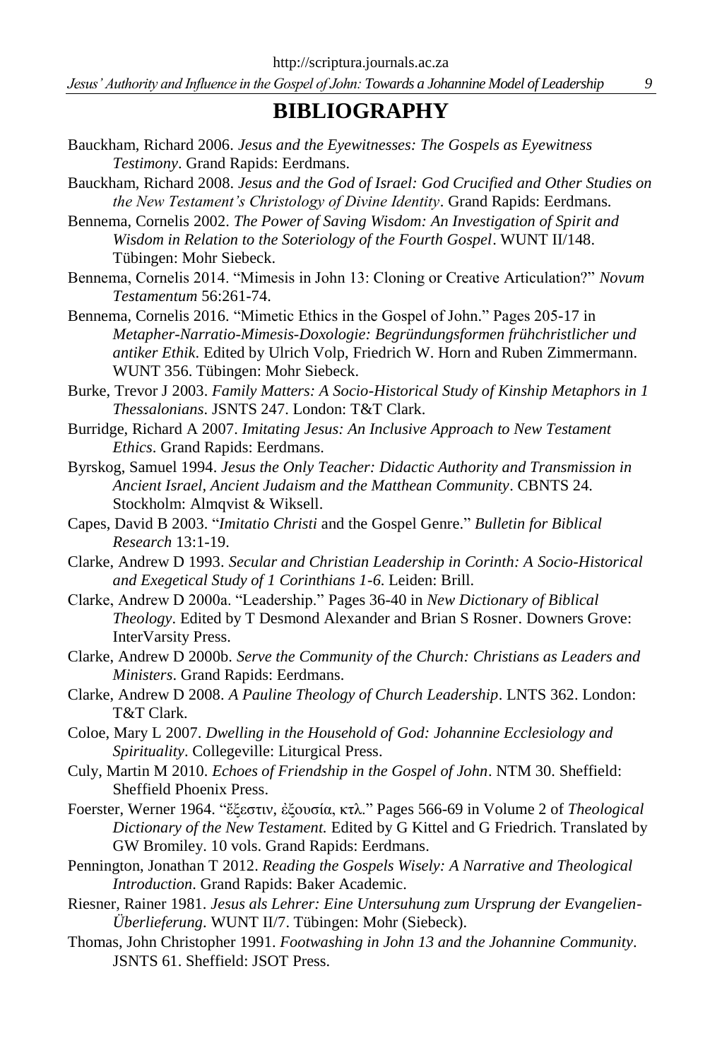# BIBLIOGRAPHY

Bauckham, Richard 2006. *Jesus and the Eyewitnesses: The Gospels as Eyewitness Testimony*. Grand Rapids: Eerdmans.

Bauckham, Richard 2008. *Jesus and the God of Israel: God Crucified and Other Studies on the New Testament's Christology of Divine Identity*. Grand Rapids: Eerdmans.

Bennema, Cornelis 2002. *The Power of Saving Wisdom: An Investigation of Spirit and Wisdom in Relation to the Soteriology of the Fourth Gospel*. WUNT II/148. Tübingen: Mohr Siebeck.

Bennema, Cornelis 2014. "Mimesis in John 13: Cloning or Creative Articulation?" *Novum Testamentum* 56:261-74.

Bennema, Cornelis 2016. "Mimetic Ethics in the Gospel of John." Pages 205-17 in *Metapher-Narratio-Mimesis-Doxologie: Begründungsformen frühchristlicher und antiker Ethik*. Edited by Ulrich Volp, Friedrich W. Horn and Ruben Zimmermann. WUNT 356. Tübingen: Mohr Siebeck.

Burke, Trevor J 2003. *Family Matters: A Socio-Historical Study of Kinship Metaphors in 1 Thessalonians*. JSNTS 247. London: T&T Clark.

Burridge, Richard A 2007. *Imitating Jesus: An Inclusive Approach to New Testament Ethics*. Grand Rapids: Eerdmans.

Byrskog, Samuel 1994. *Jesus the Only Teacher: Didactic Authority and Transmission in Ancient Israel, Ancient Judaism and the Matthean Community*. CBNTS 24. Stockholm: Almqvist & Wiksell.

Capes, David B 2003. "*Imitatio Christi* and the Gospel Genre." *Bulletin for Biblical Research* 13:1-19.

Clarke, Andrew D 1993. *Secular and Christian Leadership in Corinth: A Socio-Historical and Exegetical Study of 1 Corinthians 1-6*. Leiden: Brill.

Clarke, Andrew D 2000a. "Leadership." Pages 36-40 in *New Dictionary of Biblical Theology*. Edited by T Desmond Alexander and Brian S Rosner. Downers Grove: InterVarsity Press.

Clarke, Andrew D 2000b. *Serve the Community of the Church: Christians as Leaders and Ministers*. Grand Rapids: Eerdmans.

Clarke, Andrew D 2008. *A Pauline Theology of Church Leadership*. LNTS 362. London: T&T Clark.

Coloe, Mary L 2007. *Dwelling in the Household of God: Johannine Ecclesiology and Spirituality*. Collegeville: Liturgical Press.

Culy, Martin M 2010. *Echoes of Friendship in the Gospel of John*. NTM 30. Sheffield: Sheffield Phoenix Press.

Foerster, Werner 1964. "ἔξεστιν, ἐξουσία, κτλ." Pages 566-69 in Volume 2 of *Theological Dictionary of the New Testament.* Edited by G Kittel and G Friedrich. Translated by GW Bromiley. 10 vols. Grand Rapids: Eerdmans.

Pennington, Jonathan T 2012. *Reading the Gospels Wisely: A Narrative and Theological Introduction*. Grand Rapids: Baker Academic.

Riesner, Rainer 1981. *Jesus als Lehrer: Eine Untersuhung zum Ursprung der Evangelien-Überlieferung*. WUNT II/7. Tübingen: Mohr (Siebeck).

Thomas, John Christopher 1991. *Footwashing in John 13 and the Johannine Community*. JSNTS 61. Sheffield: JSOT Press.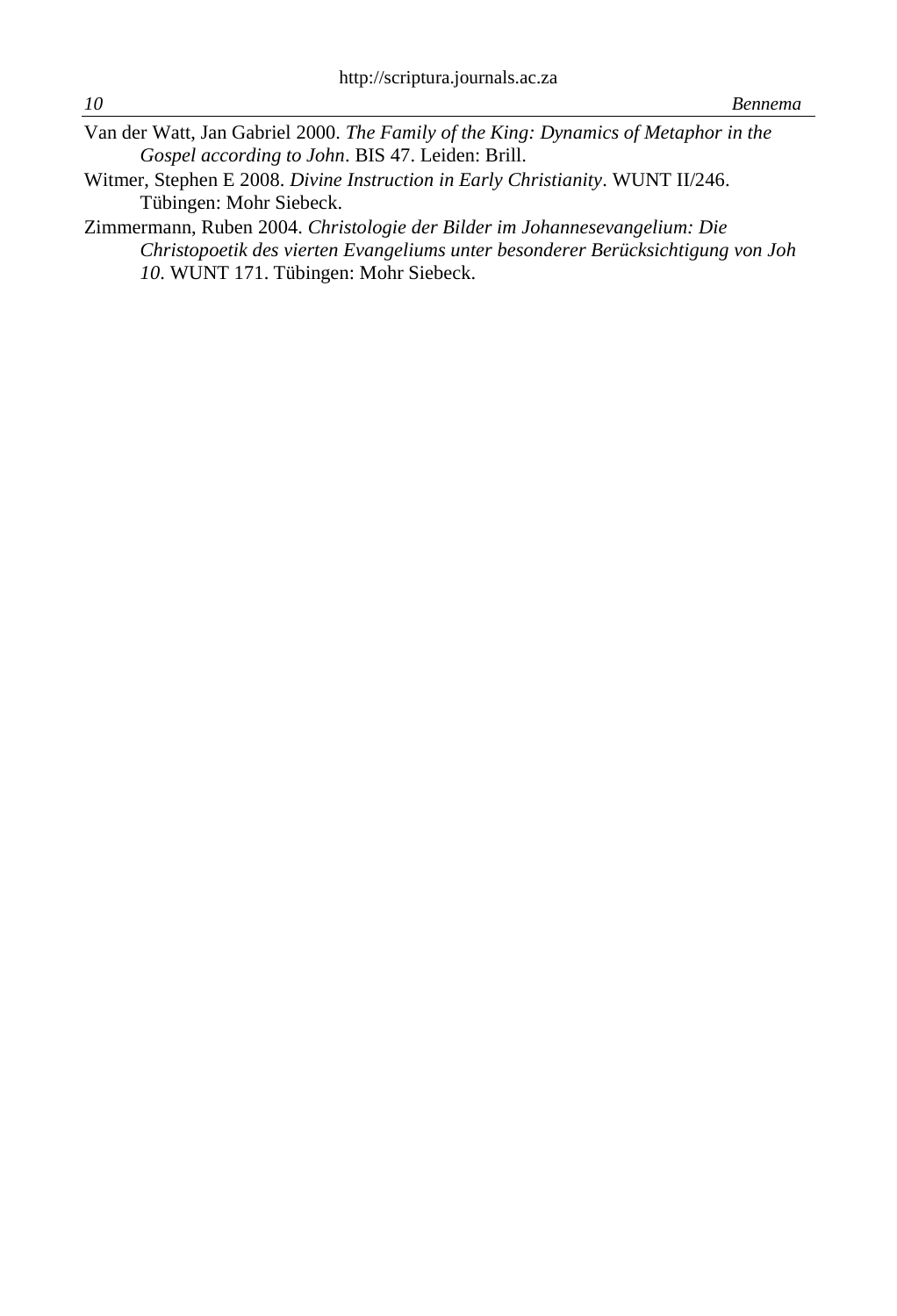Van der Watt, Jan Gabriel 2000. *The Family of the King: Dynamics of Metaphor in the Gospel according to John*. BIS 47. Leiden: Brill.

Witmer, Stephen E 2008. *Divine Instruction in Early Christianity*. WUNT II/246. Tübingen: Mohr Siebeck.

Zimmermann, Ruben 2004. *Christologie der Bilder im Johannesevangelium: Die Christopoetik des vierten Evangeliums unter besonderer Berücksichtigung von Joh 10*. WUNT 171. Tübingen: Mohr Siebeck.